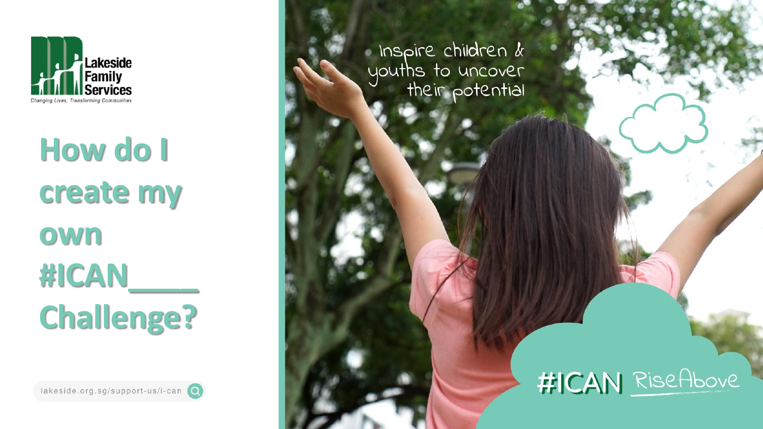Lakeside Family Services

*Changing Lives, Transforming Communities*

# How do I create my own #ICAN____ Challenge?

lakeside.org.sg/support-us/i-can

Inspire children & youths to uncover their potential

#ICAN RiseAbove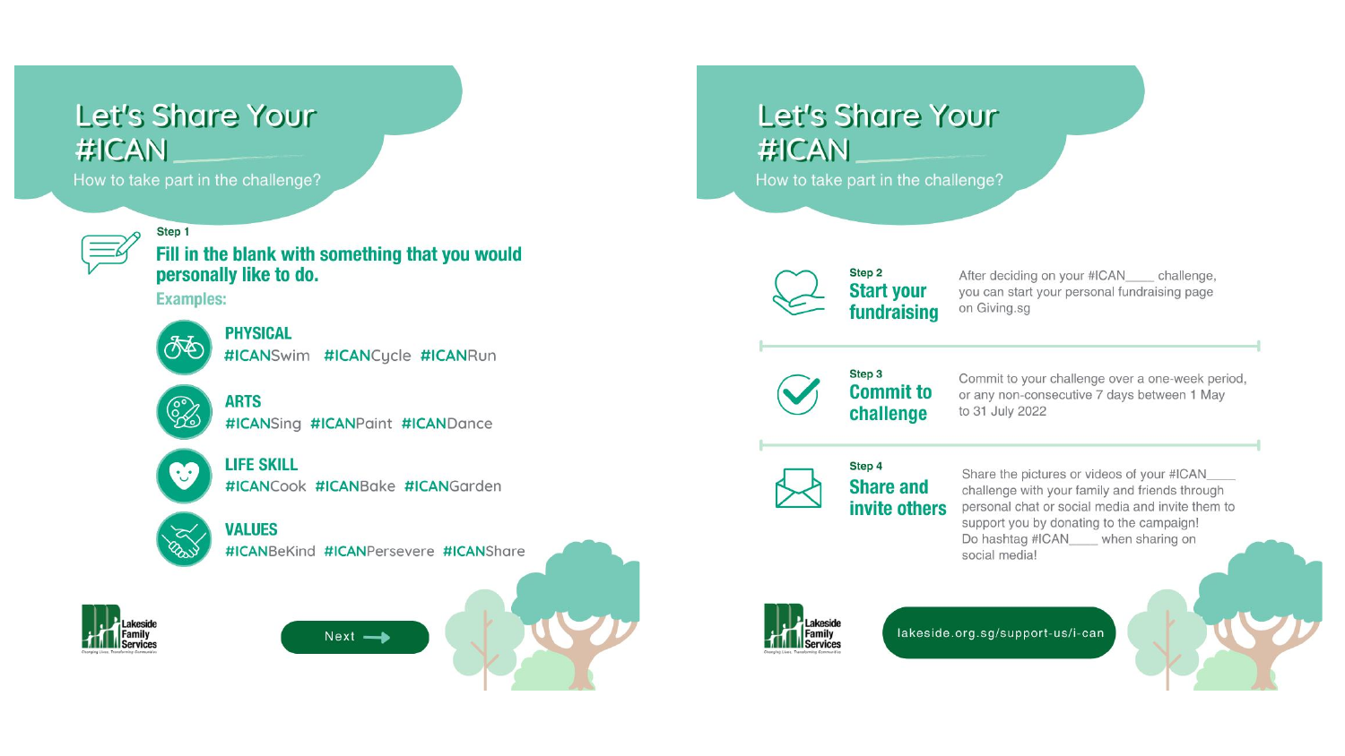# Let's Share Your #ICAN ____

How to take part in the challenge?

### Step 1

**Fill in the blank with something that you would personally like to do.**

**Examples:**

**PHYSICAL**
#ICANSwim #ICANCycle #ICANRun

**ARTS**
#ICANSing #ICANPaint #ICANDance

**LIFE SKILL**
#ICANCook #ICANBake #ICANGarden

**VALUES**
#ICANBeKind #ICANPersevere #ICANShare

Lakeside Family Services

Next →

# Let's Share Your #ICAN ____

How to take part in the challenge?

### Step 2

**Start your fundraising**

After deciding on your #ICAN____ challenge, you can start your personal fundraising page on Giving.sg

### Step 3

**Commit to challenge**

Commit to your challenge over a one-week period, or any non-consecutive 7 days between 1 May to 31 July 2022

### Step 4

**Share and invite others**

Share the pictures or videos of your #ICAN____ challenge with your family and friends through personal chat or social media and invite them to support you by donating to the campaign! Do hashtag #ICAN____ when sharing on social media!

Lakeside Family Services

lakeside.org.sg/support-us/i-can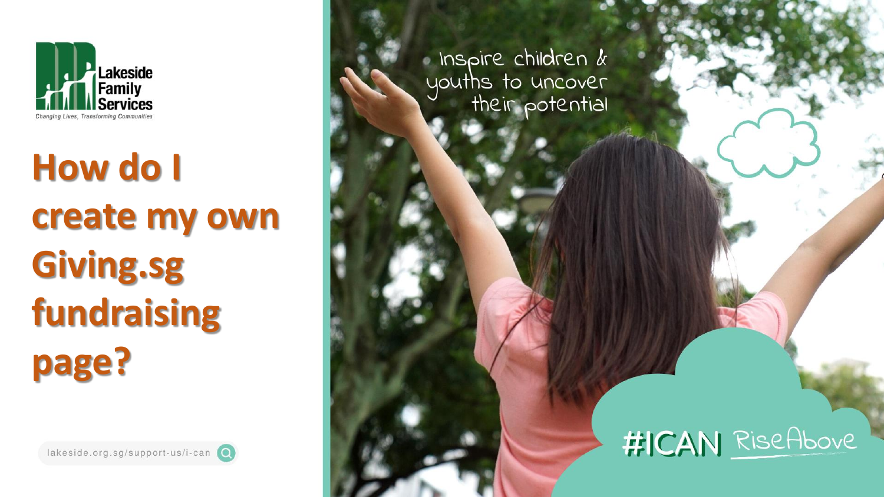Lakeside Family Services

*Changing Lives, Transforming Communities*

# How do I create my own Giving.sg fundraising page?

lakeside.org.sg/support-us/i-can

Inspire children & youths to uncover their potential

#ICAN RiseAbove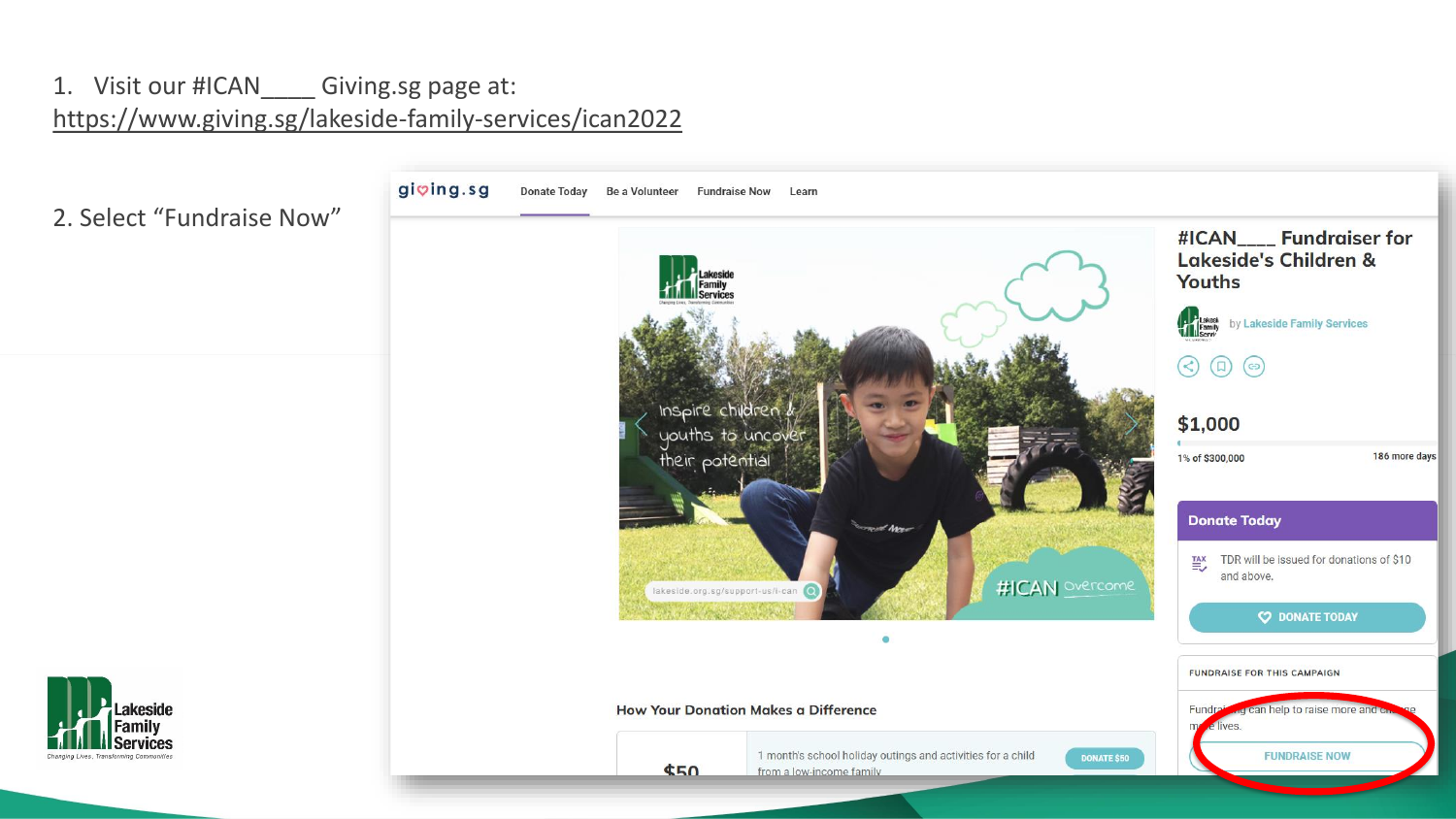1. Visit our #ICAN____ Giving.sg page at: https://www.giving.sg/lakeside-family-services/ican2022

2. Select "Fundraise Now"

giving.sg | Donate Today | Be a Volunteer | Fundraise Now | Learn

Inspire children & youths to uncover their potential

lakeside.org.sg/support-us/i-can

#ICAN overcome

## #ICAN____ Fundraiser for Lakeside's Children & Youths

by Lakeside Family Services

$1,000

1% of $300,000 — 186 more days

**Donate Today**

TDR will be issued for donations of $10 and above.

DONATE TODAY

FUNDRAISE FOR THIS CAMPAIGN

Fundraising can help to raise more and change more lives.

FUNDRAISE NOW

How Your Donation Makes a Difference

$50 — 1 month's school holiday outings and activities for a child from a low-income family — DONATE $50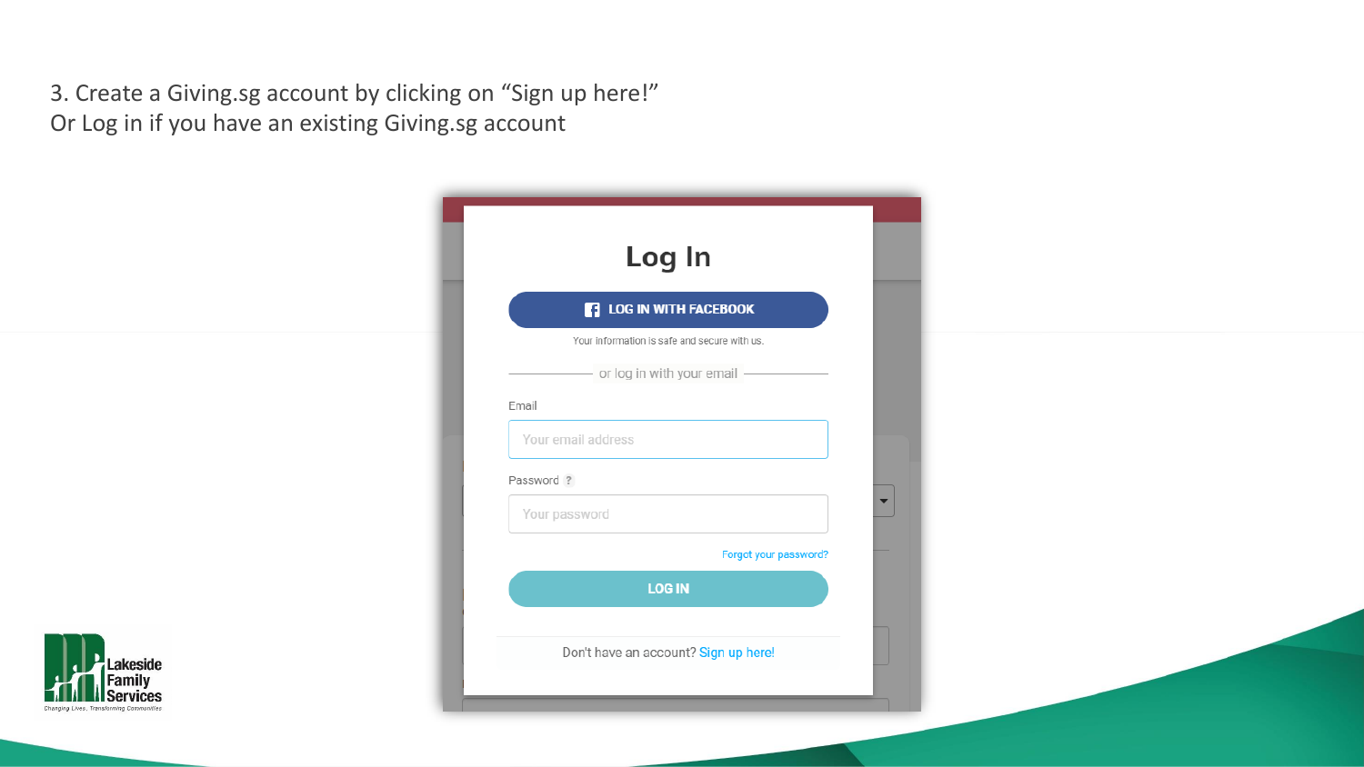3. Create a Giving.sg account by clicking on "Sign up here!"
Or Log in if you have an existing Giving.sg account

# Log In

LOG IN WITH FACEBOOK

Your information is safe and secure with us.

or log in with your email

Email

Your email address

Password ?

Your password

Forgot your password?

LOG IN

Don't have an account? Sign up here!

Lakeside Family Services

Changing Lives, Transforming Communities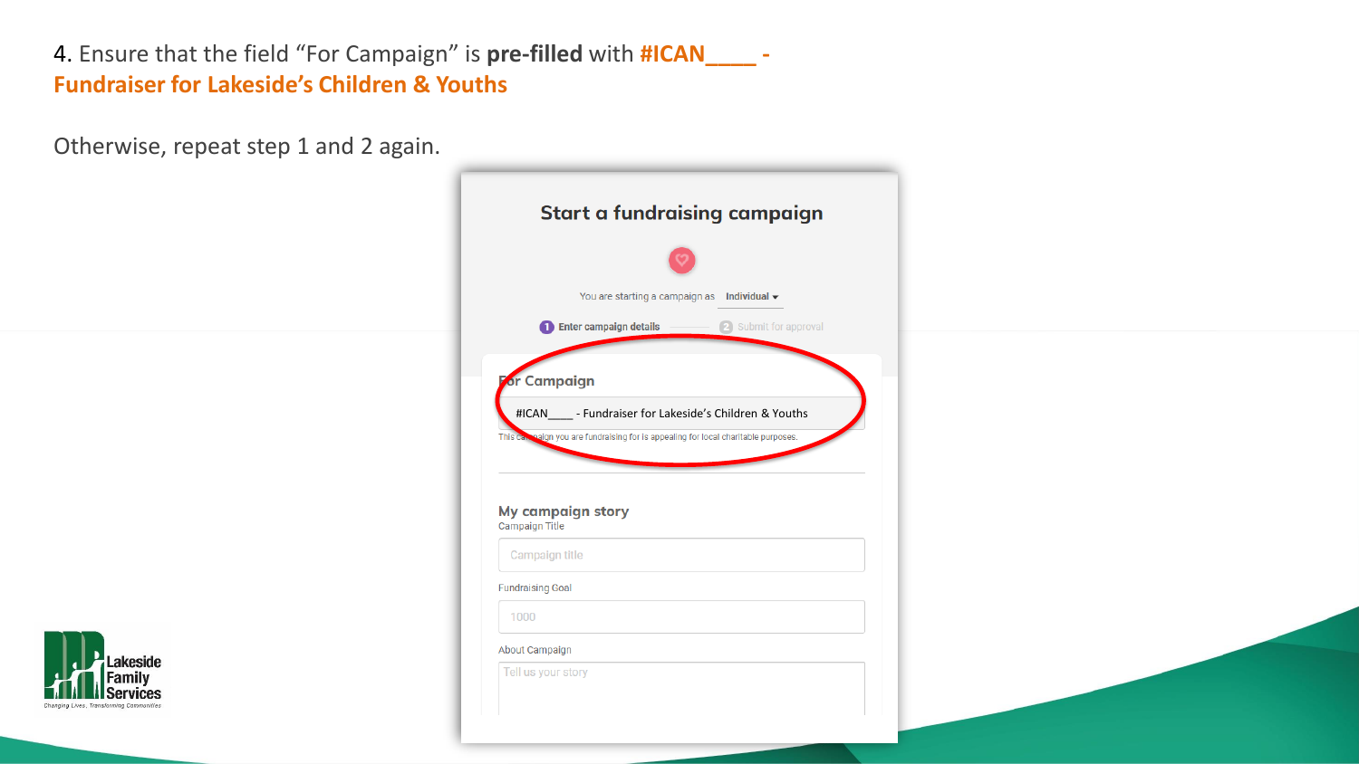4. Ensure that the field "For Campaign" is **pre-filled** with **#ICAN____ - Fundraiser for Lakeside's Children & Youths**

Otherwise, repeat step 1 and 2 again.

**Start a fundraising campaign**

You are starting a campaign as Individual

1 Enter campaign details — 2 Submit for approval

**For Campaign**

#ICAN____ - Fundraiser for Lakeside's Children & Youths

This campaign you are fundraising for is appealing for local charitable purposes.

**My campaign story**

Campaign Title

Campaign title

Fundraising Goal

1000

About Campaign

Tell us your story

Lakeside Family Services

Changing Lives. Transforming Communities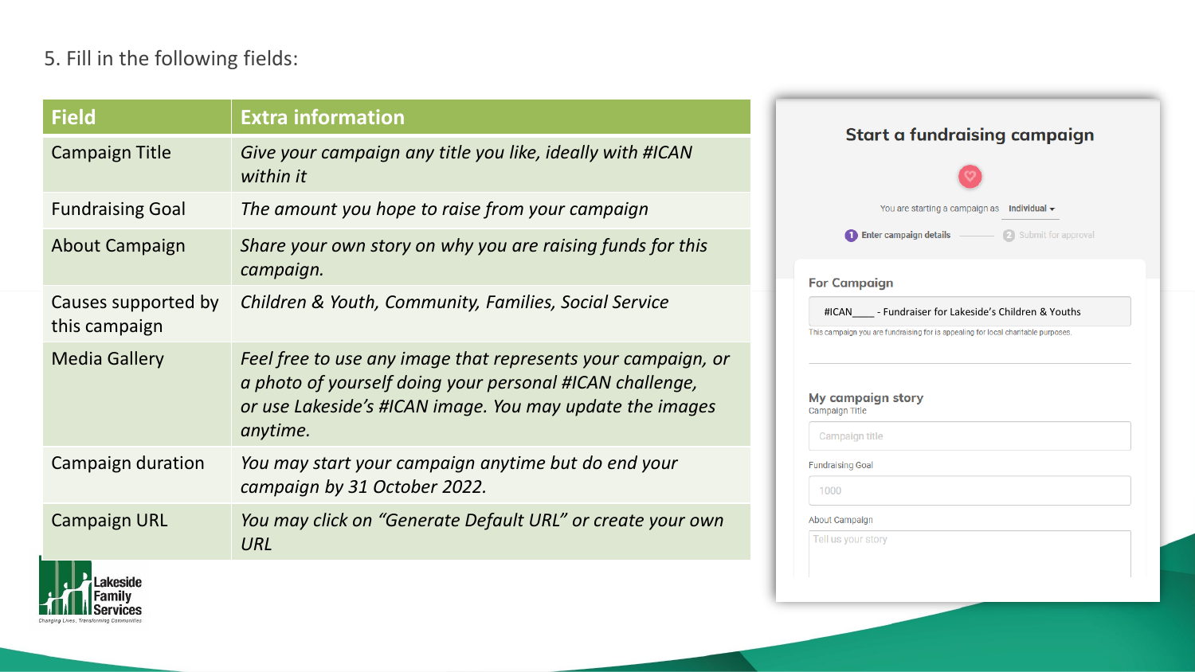5. Fill in the following fields:

| Field | Extra information |
| --- | --- |
| Campaign Title | *Give your campaign any title you like, ideally with #ICAN within it* |
| Fundraising Goal | *The amount you hope to raise from your campaign* |
| About Campaign | *Share your own story on why you are raising funds for this campaign.* |
| Causes supported by this campaign | *Children & Youth, Community, Families, Social Service* |
| Media Gallery | *Feel free to use any image that represents your campaign, or a photo of yourself doing your personal #ICAN challenge, or use Lakeside's #ICAN image. You may update the images anytime.* |
| Campaign duration | *You may start your campaign anytime but do end your campaign by 31 October 2022.* |
| Campaign URL | *You may click on "Generate Default URL" or create your own URL* |

**Start a fundraising campaign**

You are starting a campaign as Individual

1 Enter campaign details — 2 Submit for approval

**For Campaign**

#ICAN____ - Fundraiser for Lakeside's Children & Youths

This campaign you are fundraising for is appealing for local charitable purposes.

**My campaign story**

Campaign Title

Campaign title

Fundraising Goal

1000

About Campaign

Tell us your story

Lakeside Family Services

Changing Lives, Transforming Communities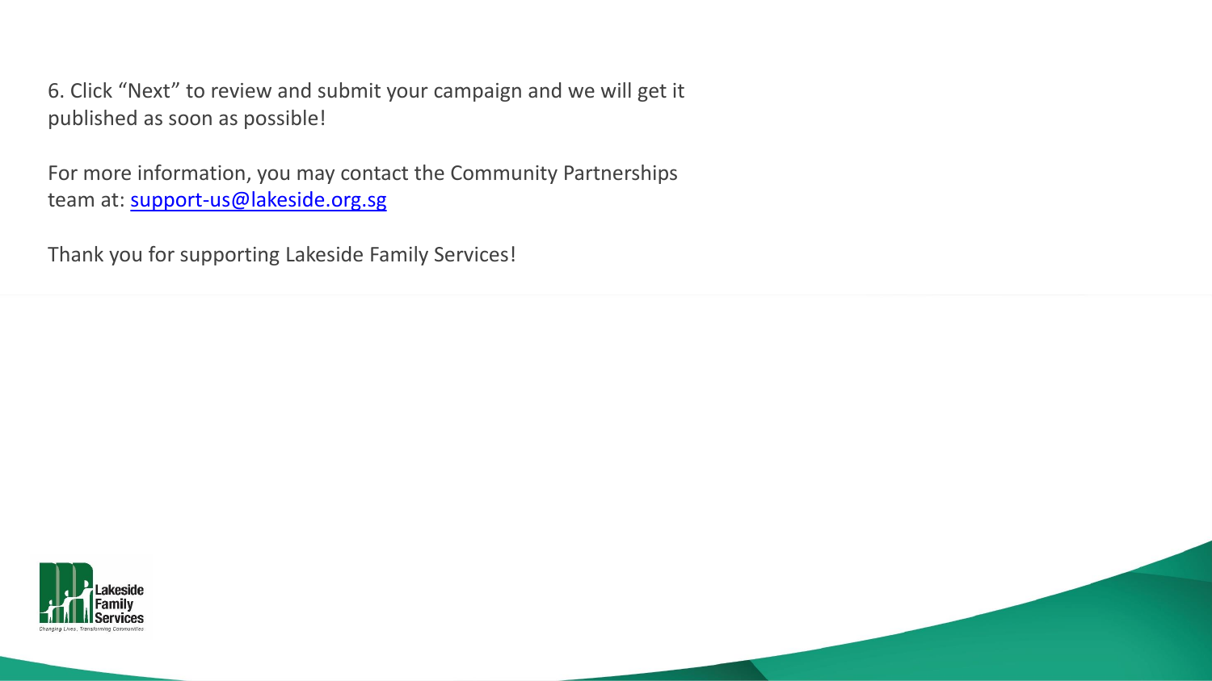6. Click “Next” to review and submit your campaign and we will get it published as soon as possible!

For more information, you may contact the Community Partnerships team at: [support-us@lakeside.org.sg](mailto:support-us@lakeside.org.sg)

Thank you for supporting Lakeside Family Services!